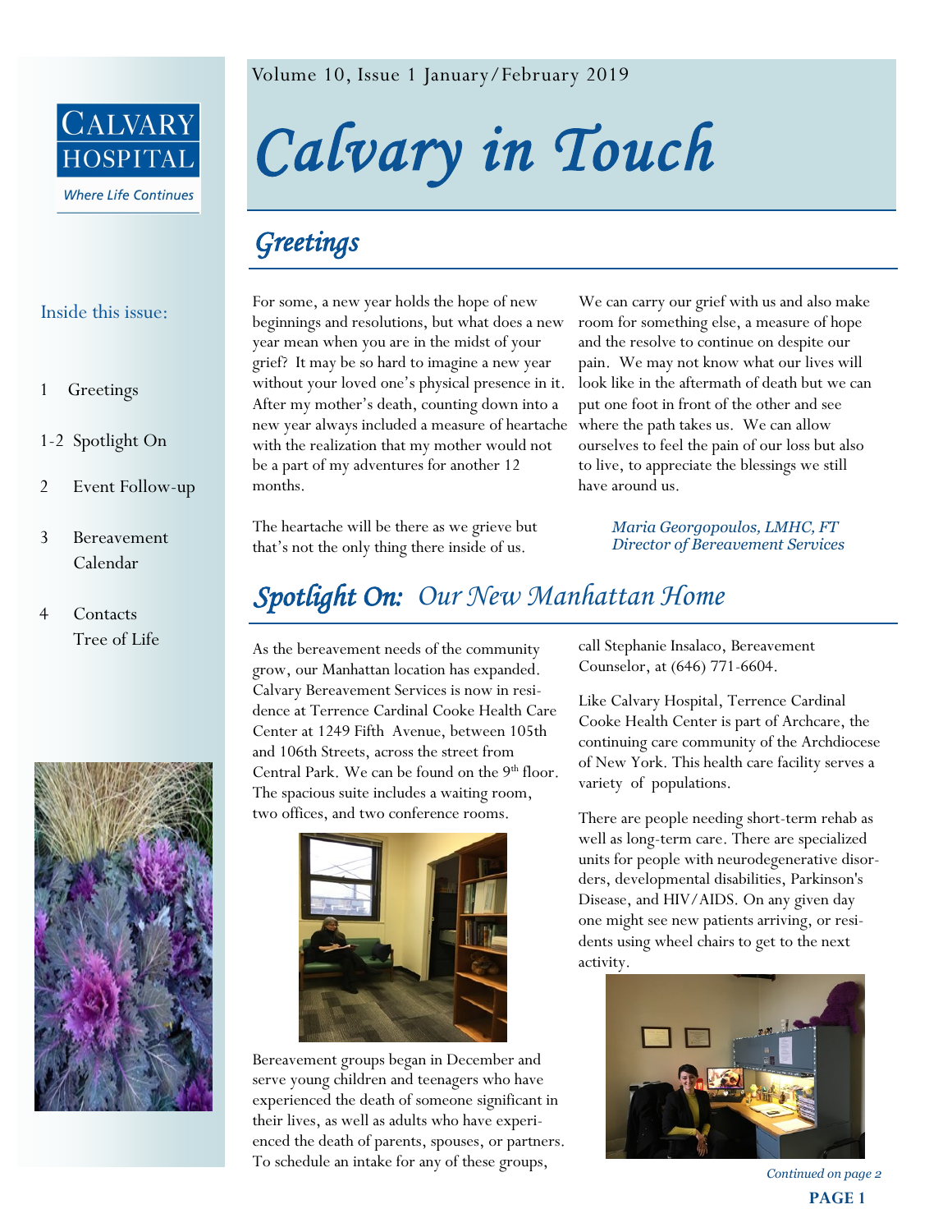# Calvary in Touch

Volume 10, Issue 1 January/February 2019

**CALVARY HOSPITAL**
*Where Life Continues*

Inside this issue:

- 1 Greetings
- 1-2 Spotlight On
- 2 Event Follow-up
- 3 Bereavement Calendar
- 4 Contacts, Tree of Life

## Greetings

For some, a new year holds the hope of new beginnings and resolutions, but what does a new year mean when you are in the midst of your grief? It may be so hard to imagine a new year without your loved one's physical presence in it. After my mother's death, counting down into a new year always included a measure of heartache with the realization that my mother would not be a part of my adventures for another 12 months.

The heartache will be there as we grieve but that's not the only thing there inside of us. We can carry our grief with us and also make room for something else, a measure of hope and the resolve to continue on despite our pain. We may not know what our lives will look like in the aftermath of death but we can put one foot in front of the other and see where the path takes us. We can allow ourselves to feel the pain of our loss but also to live, to appreciate the blessings we still have around us.

*Maria Georgopoulos, LMHC, FT*
*Director of Bereavement Services*

## Spotlight On: *Our New Manhattan Home*

As the bereavement needs of the community grow, our Manhattan location has expanded. Calvary Bereavement Services is now in residence at Terrence Cardinal Cooke Health Care Center at 1249 Fifth Avenue, between 105th and 106th Streets, across the street from Central Park. We can be found on the 9th floor. The spacious suite includes a waiting room, two offices, and two conference rooms.

Bereavement groups began in December and serve young children and teenagers who have experienced the death of someone significant in their lives, as well as adults who have experienced the death of parents, spouses, or partners. To schedule an intake for any of these groups, call Stephanie Insalaco, Bereavement Counselor, at (646) 771-6604.

Like Calvary Hospital, Terrence Cardinal Cooke Health Center is part of Archcare, the continuing care community of the Archdiocese of New York. This health care facility serves a variety of populations.

There are people needing short-term rehab as well as long-term care. There are specialized units for people with neurodegenerative disorders, developmental disabilities, Parkinson's Disease, and HIV/AIDS. On any given day one might see new patients arriving, or residents using wheel chairs to get to the next activity.

*Continued on page 2*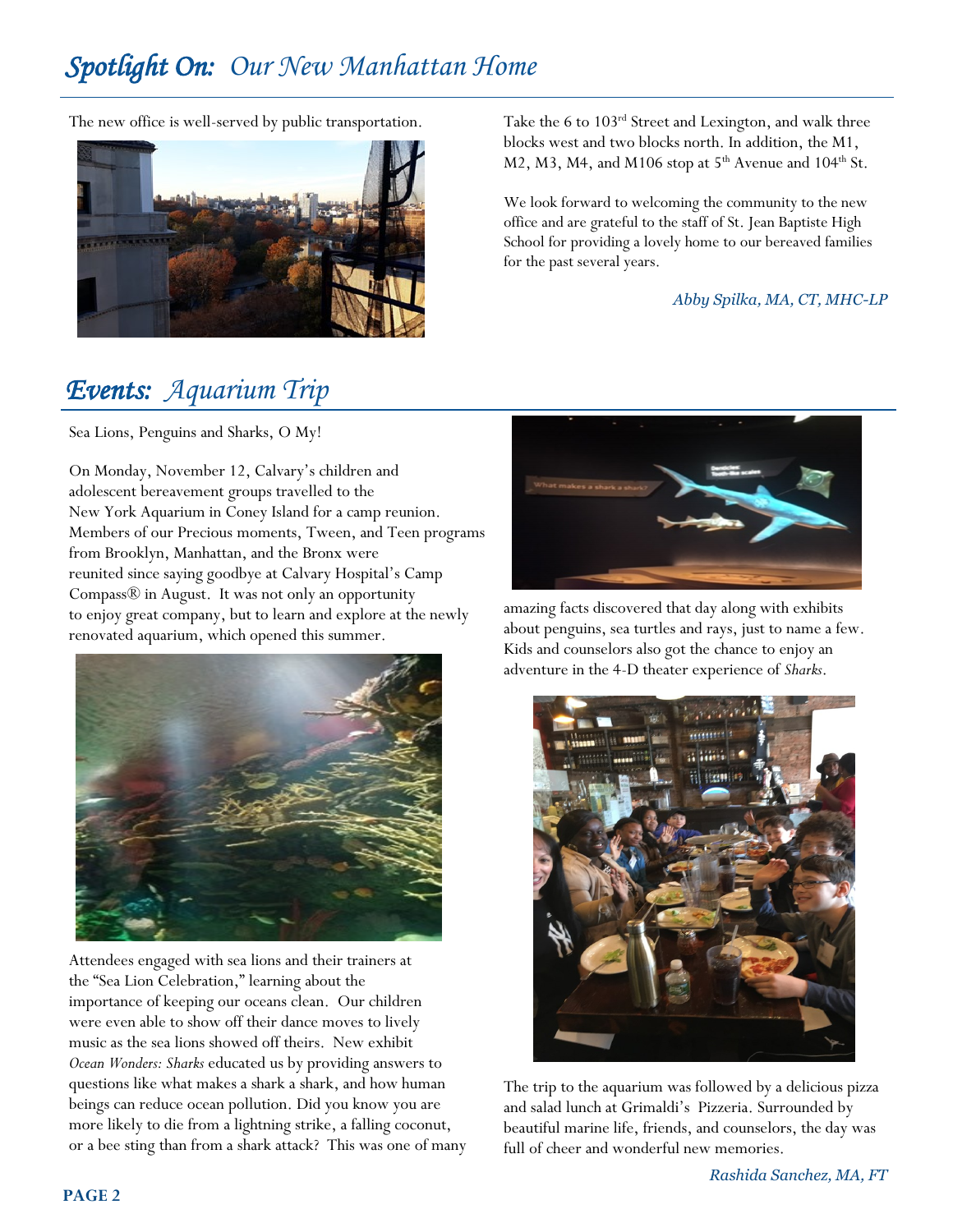# *Spotlight On: Our New Manhattan Home*

The new office is well-served by public transportation.

Take the 6 to 103rd Street and Lexington, and walk three blocks west and two blocks north. In addition, the M1, M2, M3, M4, and M106 stop at 5th Avenue and 104th St.

We look forward to welcoming the community to the new office and are grateful to the staff of St. Jean Baptiste High School for providing a lovely home to our bereaved families for the past several years.

*Abby Spilka, MA, CT, MHC-LP*

# *Events: Aquarium Trip*

Sea Lions, Penguins and Sharks, O My!

On Monday, November 12, Calvary's children and adolescent bereavement groups travelled to the New York Aquarium in Coney Island for a camp reunion. Members of our Precious moments, Tween, and Teen programs from Brooklyn, Manhattan, and the Bronx were reunited since saying goodbye at Calvary Hospital's Camp Compass® in August. It was not only an opportunity to enjoy great company, but to learn and explore at the newly renovated aquarium, which opened this summer.

Attendees engaged with sea lions and their trainers at the "Sea Lion Celebration," learning about the importance of keeping our oceans clean. Our children were even able to show off their dance moves to lively music as the sea lions showed off theirs. New exhibit *Ocean Wonders: Sharks* educated us by providing answers to questions like what makes a shark a shark, and how human beings can reduce ocean pollution. Did you know you are more likely to die from a lightning strike, a falling coconut, or a bee sting than from a shark attack? This was one of many amazing facts discovered that day along with exhibits about penguins, sea turtles and rays, just to name a few. Kids and counselors also got the chance to enjoy an adventure in the 4-D theater experience of *Sharks*.

The trip to the aquarium was followed by a delicious pizza and salad lunch at Grimaldi's Pizzeria. Surrounded by beautiful marine life, friends, and counselors, the day was full of cheer and wonderful new memories.

*Rashida Sanchez, MA, FT*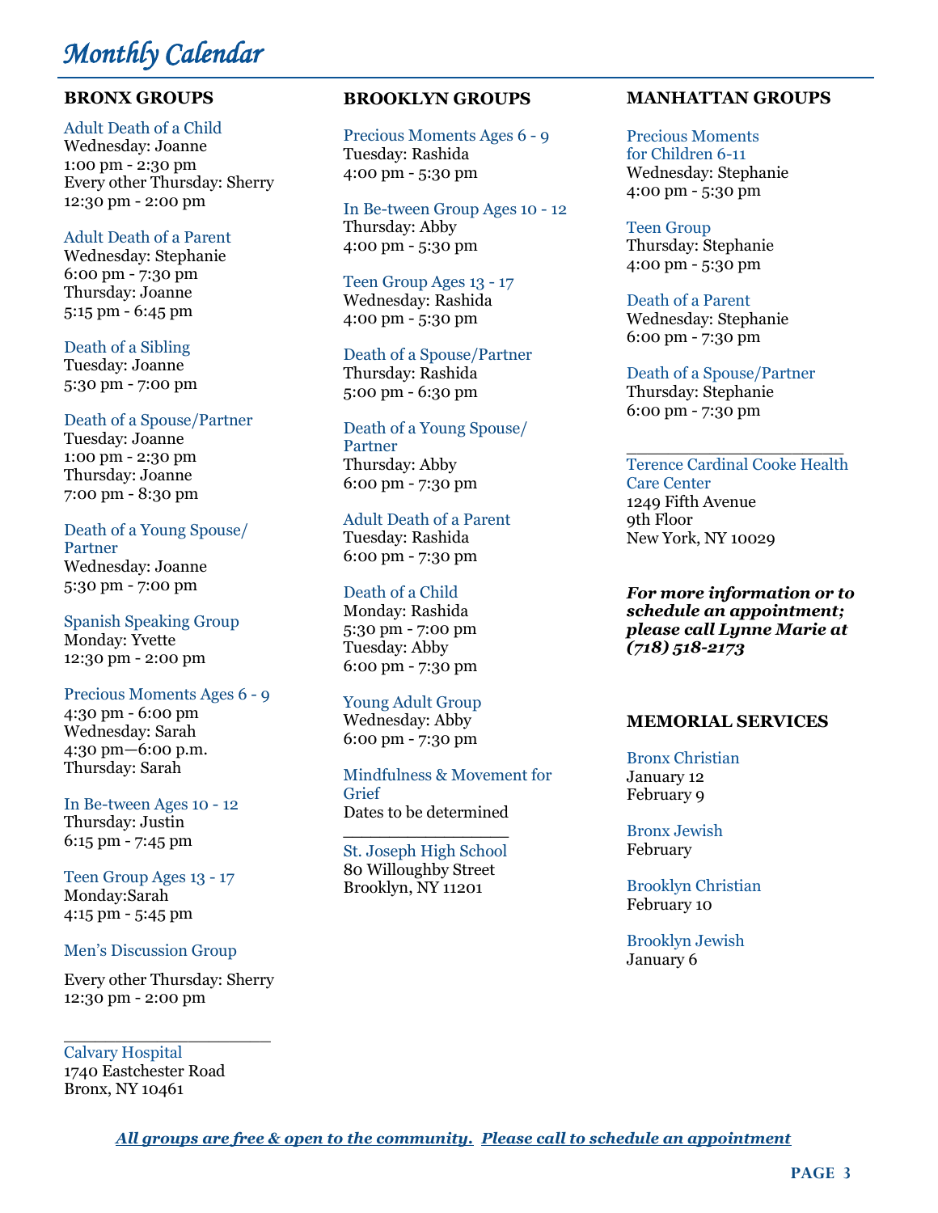# *Monthly Calendar*

## BRONX GROUPS

Adult Death of a Child
Wednesday: Joanne
1:00 pm - 2:30 pm
Every other Thursday: Sherry
12:30 pm - 2:00 pm

Adult Death of a Parent
Wednesday: Stephanie
6:00 pm - 7:30 pm
Thursday: Joanne
5:15 pm - 6:45 pm

Death of a Sibling
Tuesday: Joanne
5:30 pm - 7:00 pm

Death of a Spouse/Partner
Tuesday: Joanne
1:00 pm - 2:30 pm
Thursday: Joanne
7:00 pm - 8:30 pm

Death of a Young Spouse/Partner
Wednesday: Joanne
5:30 pm - 7:00 pm

Spanish Speaking Group
Monday: Yvette
12:30 pm - 2:00 pm

Precious Moments Ages 6 - 9
4:30 pm - 6:00 pm
Wednesday: Sarah
4:30 pm—6:00 p.m.
Thursday: Sarah

In Be-tween Ages 10 - 12
Thursday: Justin
6:15 pm - 7:45 pm

Teen Group Ages 13 - 17
Monday:Sarah
4:15 pm - 5:45 pm

Men's Discussion Group

Every other Thursday: Sherry
12:30 pm - 2:00 pm

---

Calvary Hospital
1740 Eastchester Road
Bronx, NY 10461

## BROOKLYN GROUPS

Precious Moments Ages 6 - 9
Tuesday: Rashida
4:00 pm - 5:30 pm

In Be-tween Group Ages 10 - 12
Thursday: Abby
4:00 pm - 5:30 pm

Teen Group Ages 13 - 17
Wednesday: Rashida
4:00 pm - 5:30 pm

Death of a Spouse/Partner
Thursday: Rashida
5:00 pm - 6:30 pm

Death of a Young Spouse/Partner
Thursday: Abby
6:00 pm - 7:30 pm

Adult Death of a Parent
Tuesday: Rashida
6:00 pm - 7:30 pm

Death of a Child
Monday: Rashida
5:30 pm - 7:00 pm
Tuesday: Abby
6:00 pm - 7:30 pm

Young Adult Group
Wednesday: Abby
6:00 pm - 7:30 pm

Mindfulness & Movement for Grief
Dates to be determined

---

St. Joseph High School
80 Willoughby Street
Brooklyn, NY 11201

## MANHATTAN GROUPS

Precious Moments for Children 6-11
Wednesday: Stephanie
4:00 pm - 5:30 pm

Teen Group
Thursday: Stephanie
4:00 pm - 5:30 pm

Death of a Parent
Wednesday: Stephanie
6:00 pm - 7:30 pm

Death of a Spouse/Partner
Thursday: Stephanie
6:00 pm - 7:30 pm

---

Terence Cardinal Cooke Health Care Center
1249 Fifth Avenue
9th Floor
New York, NY 10029

***For more information or to schedule an appointment; please call Lynne Marie at (718) 518-2173***

## MEMORIAL SERVICES

Bronx Christian
January 12
February 9

Bronx Jewish
February

Brooklyn Christian
February 10

Brooklyn Jewish
January 6

***All groups are free & open to the community. Please call to schedule an appointment***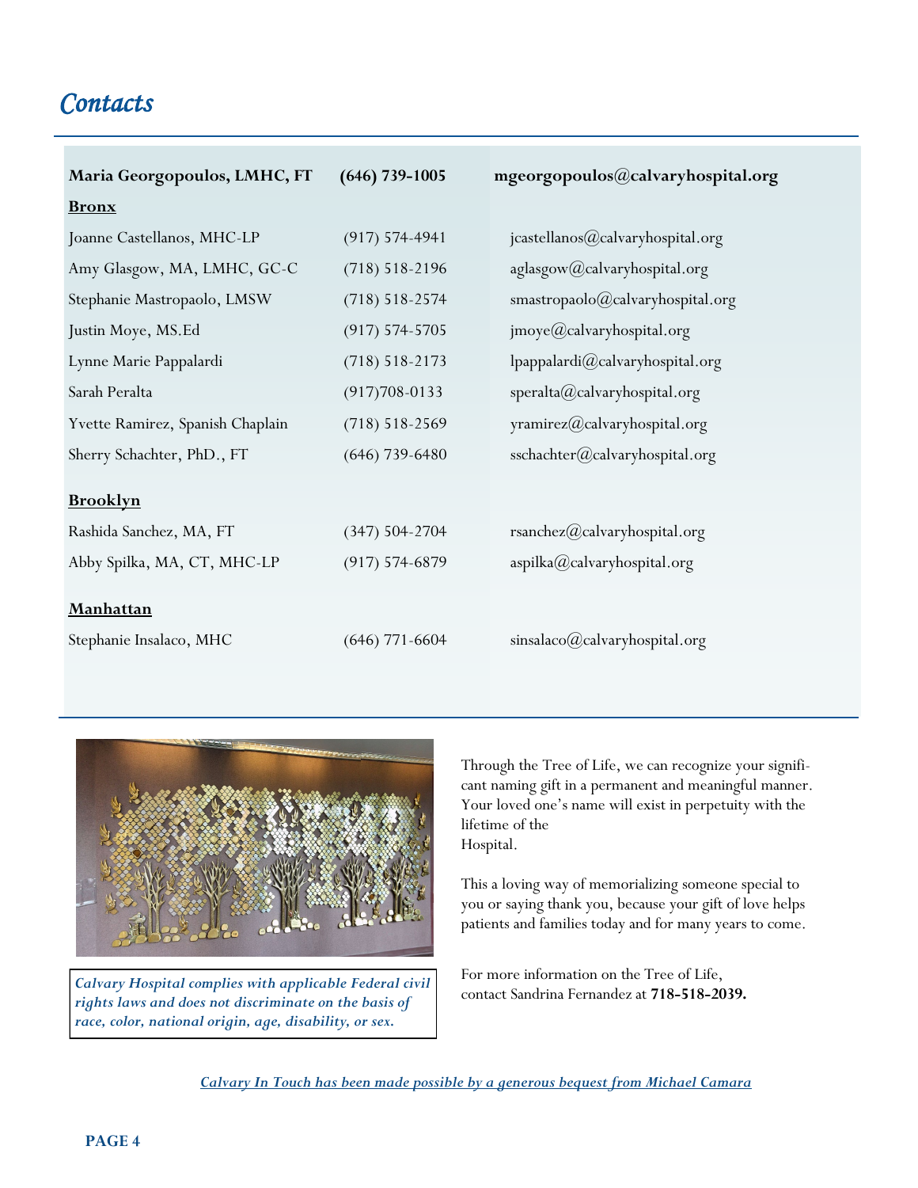## *Contacts*

| | | |
|---|---|---|
| **Maria Georgopoulos, LMHC, FT** | **(646) 739-1005** | **mgeorgopoulos@calvaryhospital.org** |
| **Bronx** | | |
| Joanne Castellanos, MHC-LP | (917) 574-4941 | jcastellanos@calvaryhospital.org |
| Amy Glasgow, MA, LMHC, GC-C | (718) 518-2196 | aglasgow@calvaryhospital.org |
| Stephanie Mastropaolo, LMSW | (718) 518-2574 | smastropaolo@calvaryhospital.org |
| Justin Moye, MS.Ed | (917) 574-5705 | jmoye@calvaryhospital.org |
| Lynne Marie Pappalardi | (718) 518-2173 | lpappalardi@calvaryhospital.org |
| Sarah Peralta | (917)708-0133 | speralta@calvaryhospital.org |
| Yvette Ramirez, Spanish Chaplain | (718) 518-2569 | yramirez@calvaryhospital.org |
| Sherry Schachter, PhD., FT | (646) 739-6480 | sschachter@calvaryhospital.org |
| **Brooklyn** | | |
| Rashida Sanchez, MA, FT | (347) 504-2704 | rsanchez@calvaryhospital.org |
| Abby Spilka, MA, CT, MHC-LP | (917) 574-6879 | aspilka@calvaryhospital.org |
| **Manhattan** | | |
| Stephanie Insalaco, MHC | (646) 771-6604 | sinsalaco@calvaryhospital.org |

*Calvary Hospital complies with applicable Federal civil rights laws and does not discriminate on the basis of race, color, national origin, age, disability, or sex.*

Through the Tree of Life, we can recognize your significant naming gift in a permanent and meaningful manner. Your loved one's name will exist in perpetuity with the lifetime of the Hospital.

This a loving way of memorializing someone special to you or saying thank you, because your gift of love helps patients and families today and for many years to come.

For more information on the Tree of Life, contact Sandrina Fernandez at **718-518-2039.**

*Calvary In Touch has been made possible by a generous bequest from Michael Camara*